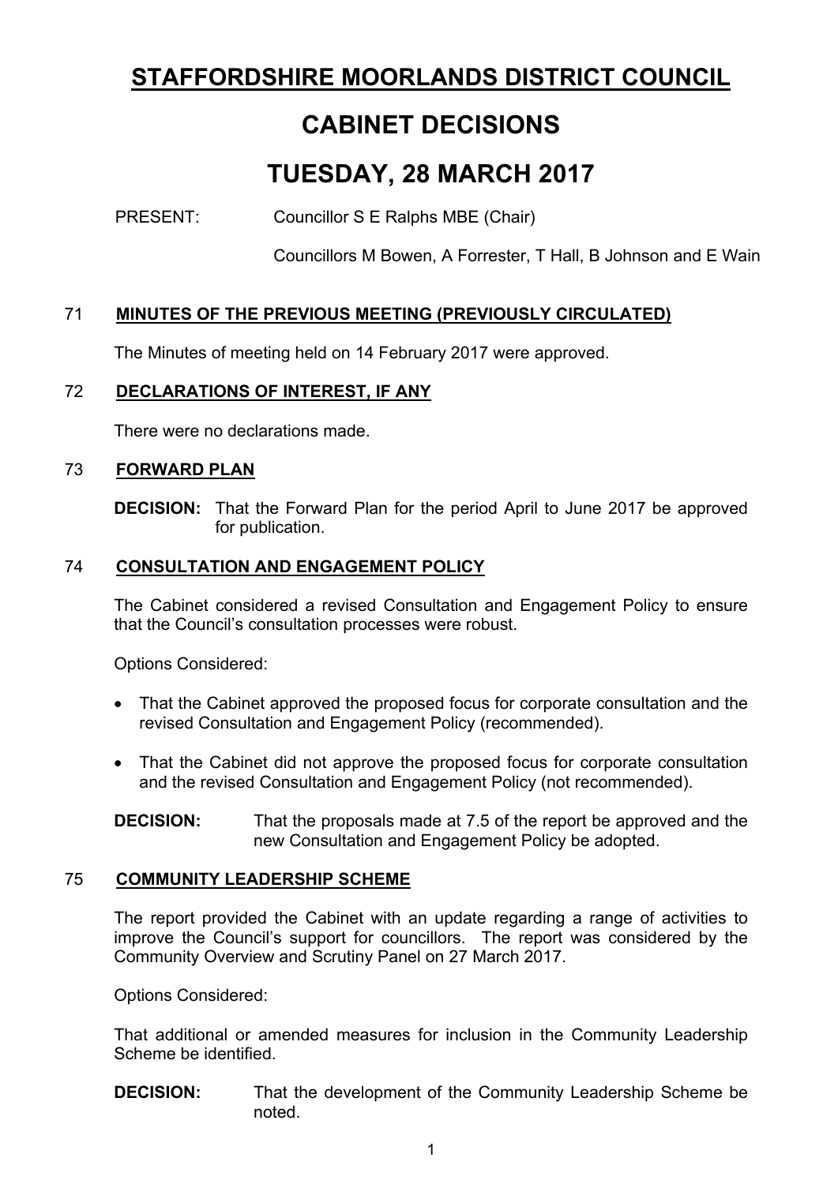# STAFFORDSHIRE MOORLANDS DISTRICT COUNCIL

# CABINET DECISIONS

# TUESDAY, 28 MARCH 2017

PRESENT: Councillor S E Ralphs MBE (Chair)

Councillors M Bowen, A Forrester, T Hall, B Johnson and E Wain

## 71 MINUTES OF THE PREVIOUS MEETING (PREVIOUSLY CIRCULATED)

The Minutes of meeting held on 14 February 2017 were approved.

## 72 DECLARATIONS OF INTEREST, IF ANY

There were no declarations made.

## 73 FORWARD PLAN

**DECISION:** That the Forward Plan for the period April to June 2017 be approved for publication.

## 74 CONSULTATION AND ENGAGEMENT POLICY

The Cabinet considered a revised Consultation and Engagement Policy to ensure that the Council's consultation processes were robust.

Options Considered:

- That the Cabinet approved the proposed focus for corporate consultation and the revised Consultation and Engagement Policy (recommended).
- That the Cabinet did not approve the proposed focus for corporate consultation and the revised Consultation and Engagement Policy (not recommended).

**DECISION:** That the proposals made at 7.5 of the report be approved and the new Consultation and Engagement Policy be adopted.

## 75 COMMUNITY LEADERSHIP SCHEME

The report provided the Cabinet with an update regarding a range of activities to improve the Council's support for councillors. The report was considered by the Community Overview and Scrutiny Panel on 27 March 2017.

Options Considered:

That additional or amended measures for inclusion in the Community Leadership Scheme be identified.

**DECISION:** That the development of the Community Leadership Scheme be noted.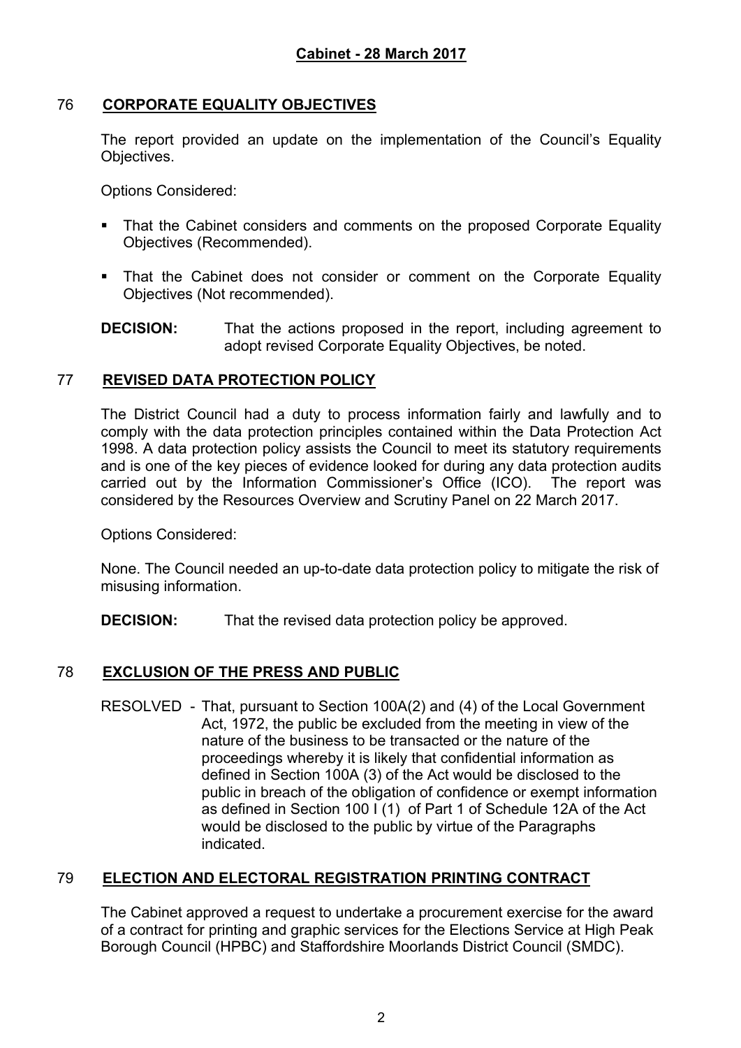## Cabinet - 28 March 2017

### 76 CORPORATE EQUALITY OBJECTIVES

The report provided an update on the implementation of the Council's Equality Objectives.

Options Considered:

- That the Cabinet considers and comments on the proposed Corporate Equality Objectives (Recommended).
- That the Cabinet does not consider or comment on the Corporate Equality Objectives (Not recommended).

**DECISION:** That the actions proposed in the report, including agreement to adopt revised Corporate Equality Objectives, be noted.

### 77 REVISED DATA PROTECTION POLICY

The District Council had a duty to process information fairly and lawfully and to comply with the data protection principles contained within the Data Protection Act 1998. A data protection policy assists the Council to meet its statutory requirements and is one of the key pieces of evidence looked for during any data protection audits carried out by the Information Commissioner's Office (ICO). The report was considered by the Resources Overview and Scrutiny Panel on 22 March 2017.

Options Considered:

None. The Council needed an up-to-date data protection policy to mitigate the risk of misusing information.

**DECISION:** That the revised data protection policy be approved.

### 78 EXCLUSION OF THE PRESS AND PUBLIC

RESOLVED - That, pursuant to Section 100A(2) and (4) of the Local Government Act, 1972, the public be excluded from the meeting in view of the nature of the business to be transacted or the nature of the proceedings whereby it is likely that confidential information as defined in Section 100A (3) of the Act would be disclosed to the public in breach of the obligation of confidence or exempt information as defined in Section 100 I (1) of Part 1 of Schedule 12A of the Act would be disclosed to the public by virtue of the Paragraphs indicated.

### 79 ELECTION AND ELECTORAL REGISTRATION PRINTING CONTRACT

The Cabinet approved a request to undertake a procurement exercise for the award of a contract for printing and graphic services for the Elections Service at High Peak Borough Council (HPBC) and Staffordshire Moorlands District Council (SMDC).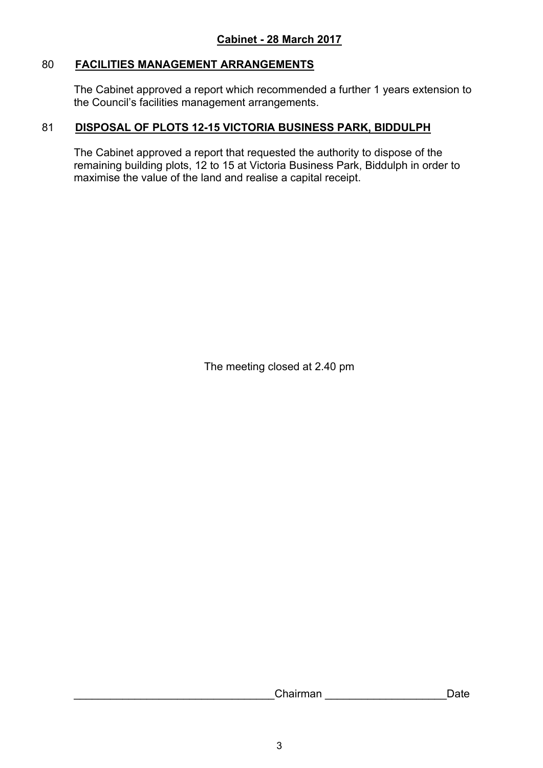**Cabinet - 28 March 2017**

## 80 FACILITIES MANAGEMENT ARRANGEMENTS

The Cabinet approved a report which recommended a further 1 years extension to the Council's facilities management arrangements.

## 81 DISPOSAL OF PLOTS 12-15 VICTORIA BUSINESS PARK, BIDDULPH

The Cabinet approved a report that requested the authority to dispose of the remaining building plots, 12 to 15 at Victoria Business Park, Biddulph in order to maximise the value of the land and realise a capital receipt.

The meeting closed at 2.40 pm

________________________________Chairman ___________________Date